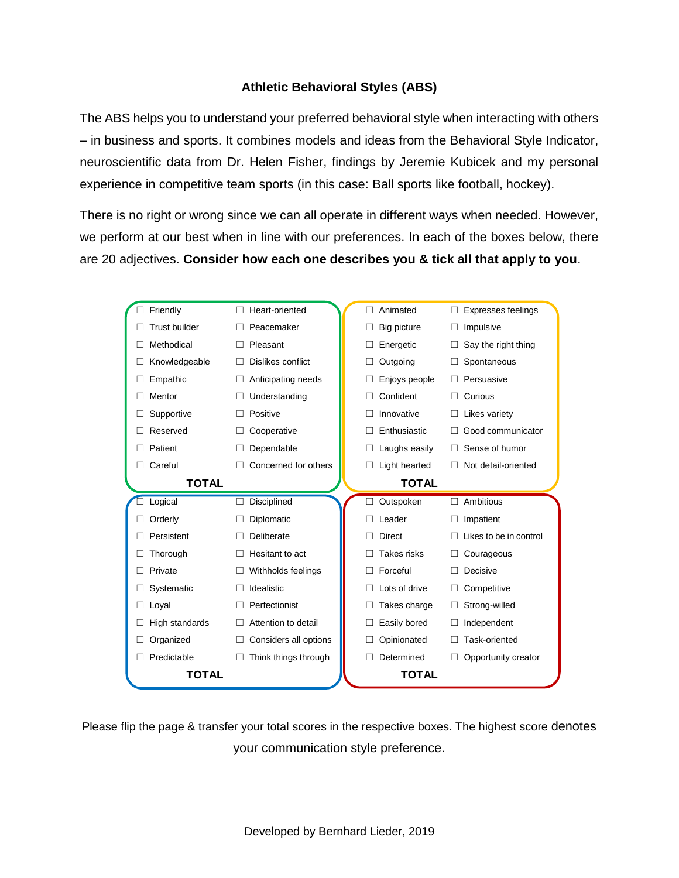# Athletic Behavioral Styles (ABS)

The ABS helps you to understand your preferred behavioral style when interacting with others – in business and sports. It combines models and ideas from the Behavioral Style Indicator, neuroscientific data from Dr. Helen Fisher, findings by Jeremie Kubicek and my personal experience in competitive team sports (in this case: Ball sports like football, hockey).

There is no right or wrong since we can all operate in different ways when needed. However, we perform at our best when in line with our preferences. In each of the boxes below, there are 20 adjectives. **Consider how each one describes you & tick all that apply to you**.

| | | | |
|---|---|---|---|
| ☐ Friendly | ☐ Heart-oriented | ☐ Animated | ☐ Expresses feelings |
| ☐ Trust builder | ☐ Peacemaker | ☐ Big picture | ☐ Impulsive |
| ☐ Methodical | ☐ Pleasant | ☐ Energetic | ☐ Say the right thing |
| ☐ Knowledgeable | ☐ Dislikes conflict | ☐ Outgoing | ☐ Spontaneous |
| ☐ Empathic | ☐ Anticipating needs | ☐ Enjoys people | ☐ Persuasive |
| ☐ Mentor | ☐ Understanding | ☐ Confident | ☐ Curious |
| ☐ Supportive | ☐ Positive | ☐ Innovative | ☐ Likes variety |
| ☐ Reserved | ☐ Cooperative | ☐ Enthusiastic | ☐ Good communicator |
| ☐ Patient | ☐ Dependable | ☐ Laughs easily | ☐ Sense of humor |
| ☐ Careful | ☐ Concerned for others | ☐ Light hearted | ☐ Not detail-oriented |
| **TOTAL** | | **TOTAL** | |
| ☐ Logical | ☐ Disciplined | ☐ Outspoken | ☐ Ambitious |
| ☐ Orderly | ☐ Diplomatic | ☐ Leader | ☐ Impatient |
| ☐ Persistent | ☐ Deliberate | ☐ Direct | ☐ Likes to be in control |
| ☐ Thorough | ☐ Hesitant to act | ☐ Takes risks | ☐ Courageous |
| ☐ Private | ☐ Withholds feelings | ☐ Forceful | ☐ Decisive |
| ☐ Systematic | ☐ Idealistic | ☐ Lots of drive | ☐ Competitive |
| ☐ Loyal | ☐ Perfectionist | ☐ Takes charge | ☐ Strong-willed |
| ☐ High standards | ☐ Attention to detail | ☐ Easily bored | ☐ Independent |
| ☐ Organized | ☐ Considers all options | ☐ Opinionated | ☐ Task-oriented |
| ☐ Predictable | ☐ Think things through | ☐ Determined | ☐ Opportunity creator |
| **TOTAL** | | **TOTAL** | |

Please flip the page & transfer your total scores in the respective boxes. The highest score denotes your communication style preference.

Developed by Bernhard Lieder, 2019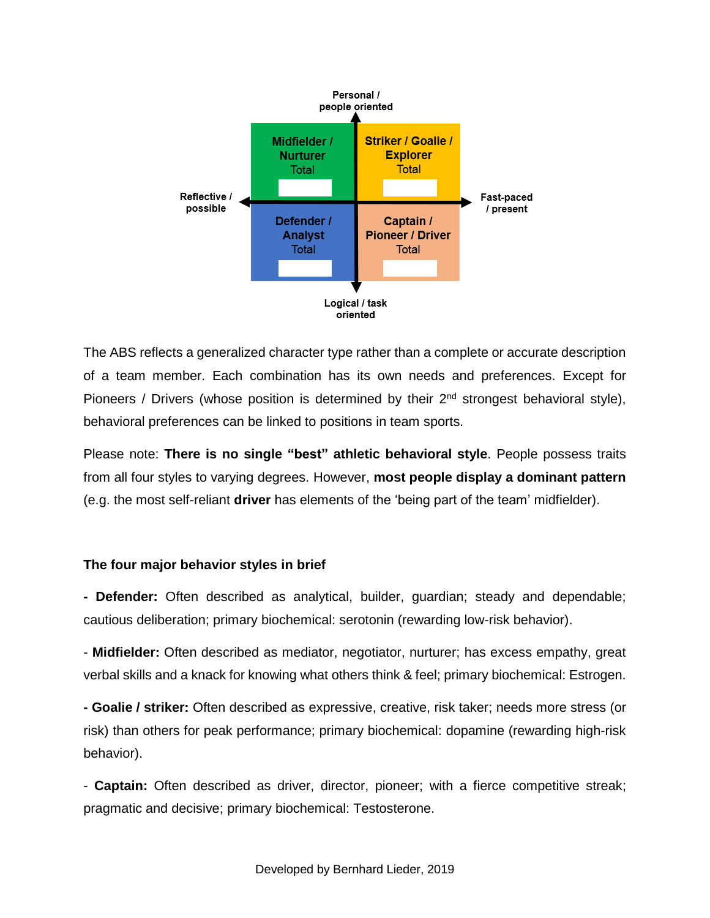Personal / people oriented

Midfielder / Nurturer
Total

Striker / Goalie / Explorer
Total

Reflective / possible

Fast-paced / present

Defender / Analyst
Total

Captain / Pioneer / Driver
Total

Logical / task oriented

The ABS reflects a generalized character type rather than a complete or accurate description of a team member. Each combination has its own needs and preferences. Except for Pioneers / Drivers (whose position is determined by their 2nd strongest behavioral style), behavioral preferences can be linked to positions in team sports.

Please note: **There is no single "best" athletic behavioral style**. People possess traits from all four styles to varying degrees. However, **most people display a dominant pattern** (e.g. the most self-reliant **driver** has elements of the 'being part of the team' midfielder).

**The four major behavior styles in brief**

**- Defender:** Often described as analytical, builder, guardian; steady and dependable; cautious deliberation; primary biochemical: serotonin (rewarding low-risk behavior).

- **Midfielder:** Often described as mediator, negotiator, nurturer; has excess empathy, great verbal skills and a knack for knowing what others think & feel; primary biochemical: Estrogen.

**- Goalie / striker:** Often described as expressive, creative, risk taker; needs more stress (or risk) than others for peak performance; primary biochemical: dopamine (rewarding high-risk behavior).

- **Captain:** Often described as driver, director, pioneer; with a fierce competitive streak; pragmatic and decisive; primary biochemical: Testosterone.

Developed by Bernhard Lieder, 2019